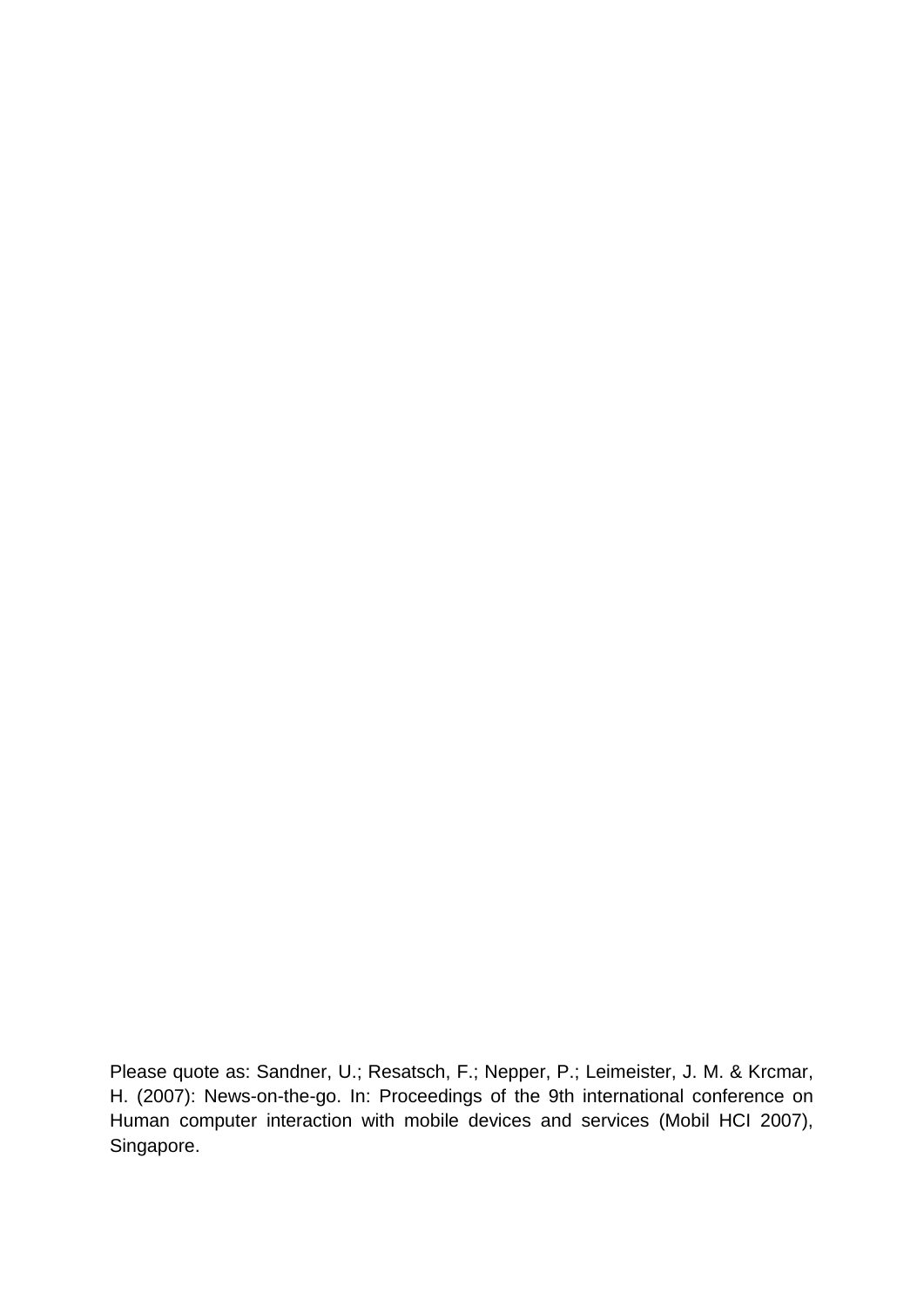Please quote as: Sandner, U.; Resatsch, F.; Nepper, P.; Leimeister, J. M. & Krcmar, H. (2007): News-on-the-go. In: Proceedings of the 9th international conference on Human computer interaction with mobile devices and services (Mobil HCI 2007), Singapore.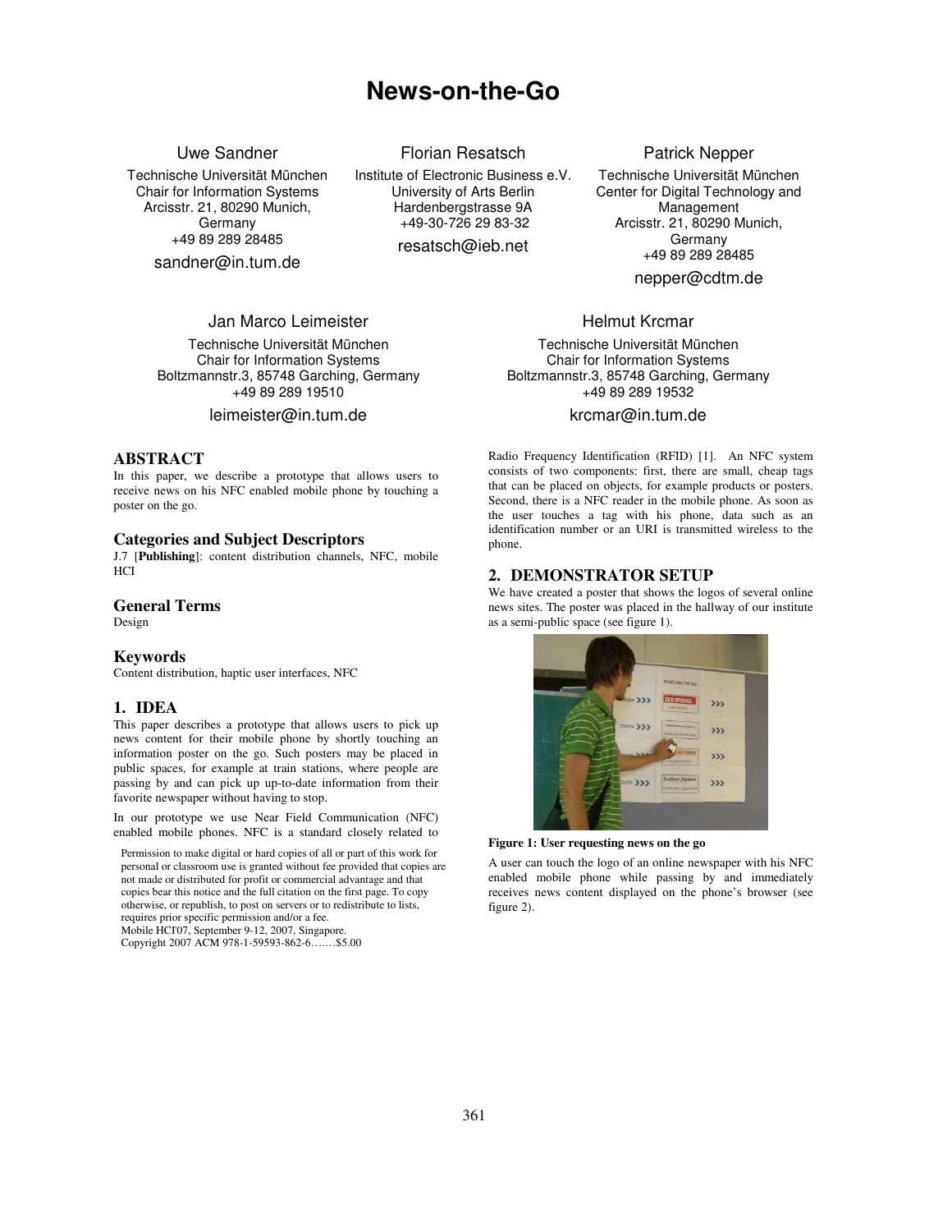# News-on-the-Go

Uwe Sandner
Technische Universität München
Chair for Information Systems
Arcisstr. 21, 80290 Munich, Germany
+49 89 289 28485
sandner@in.tum.de

Florian Resatsch
Institute of Electronic Business e.V.
University of Arts Berlin
Hardenbergstrasse 9A
+49-30-726 29 83-32
resatsch@ieb.net

Patrick Nepper
Technische Universität München
Center for Digital Technology and Management
Arcisstr. 21, 80290 Munich, Germany
+49 89 289 28485
nepper@cdtm.de

Jan Marco Leimeister
Technische Universität München
Chair for Information Systems
Boltzmannstr.3, 85748 Garching, Germany
+49 89 289 19510
leimeister@in.tum.de

Helmut Krcmar
Technische Universität München
Chair for Information Systems
Boltzmannstr.3, 85748 Garching, Germany
+49 89 289 19532
krcmar@in.tum.de

## ABSTRACT

In this paper, we describe a prototype that allows users to receive news on his NFC enabled mobile phone by touching a poster on the go.

## Categories and Subject Descriptors

J.7 [**Publishing**]: content distribution channels, NFC, mobile HCI

## General Terms

Design

## Keywords

Content distribution, haptic user interfaces, NFC

## 1. IDEA

This paper describes a prototype that allows users to pick up news content for their mobile phone by shortly touching an information poster on the go. Such posters may be placed in public spaces, for example at train stations, where people are passing by and can pick up up-to-date information from their favorite newspaper without having to stop.

In our prototype we use Near Field Communication (NFC) enabled mobile phones. NFC is a standard closely related to Radio Frequency Identification (RFID) [1]. An NFC system consists of two components: first, there are small, cheap tags that can be placed on objects, for example products or posters. Second, there is a NFC reader in the mobile phone. As soon as the user touches a tag with his phone, data such as an identification number or an URI is transmitted wireless to the phone.

Permission to make digital or hard copies of all or part of this work for personal or classroom use is granted without fee provided that copies are not made or distributed for profit or commercial advantage and that copies bear this notice and the full citation on the first page. To copy otherwise, or republish, to post on servers or to redistribute to lists, requires prior specific permission and/or a fee.
Mobile HCI'07, September 9-12, 2007, Singapore.
Copyright 2007 ACM 978-1-59593-862-6…….$5.00

## 2. DEMONSTRATOR SETUP

We have created a poster that shows the logos of several online news sites. The poster was placed in the hallway of our institute as a semi-public space (see figure 1).

**Figure 1: User requesting news on the go**

A user can touch the logo of an online newspaper with his NFC enabled mobile phone while passing by and immediately receives news content displayed on the phone's browser (see figure 2).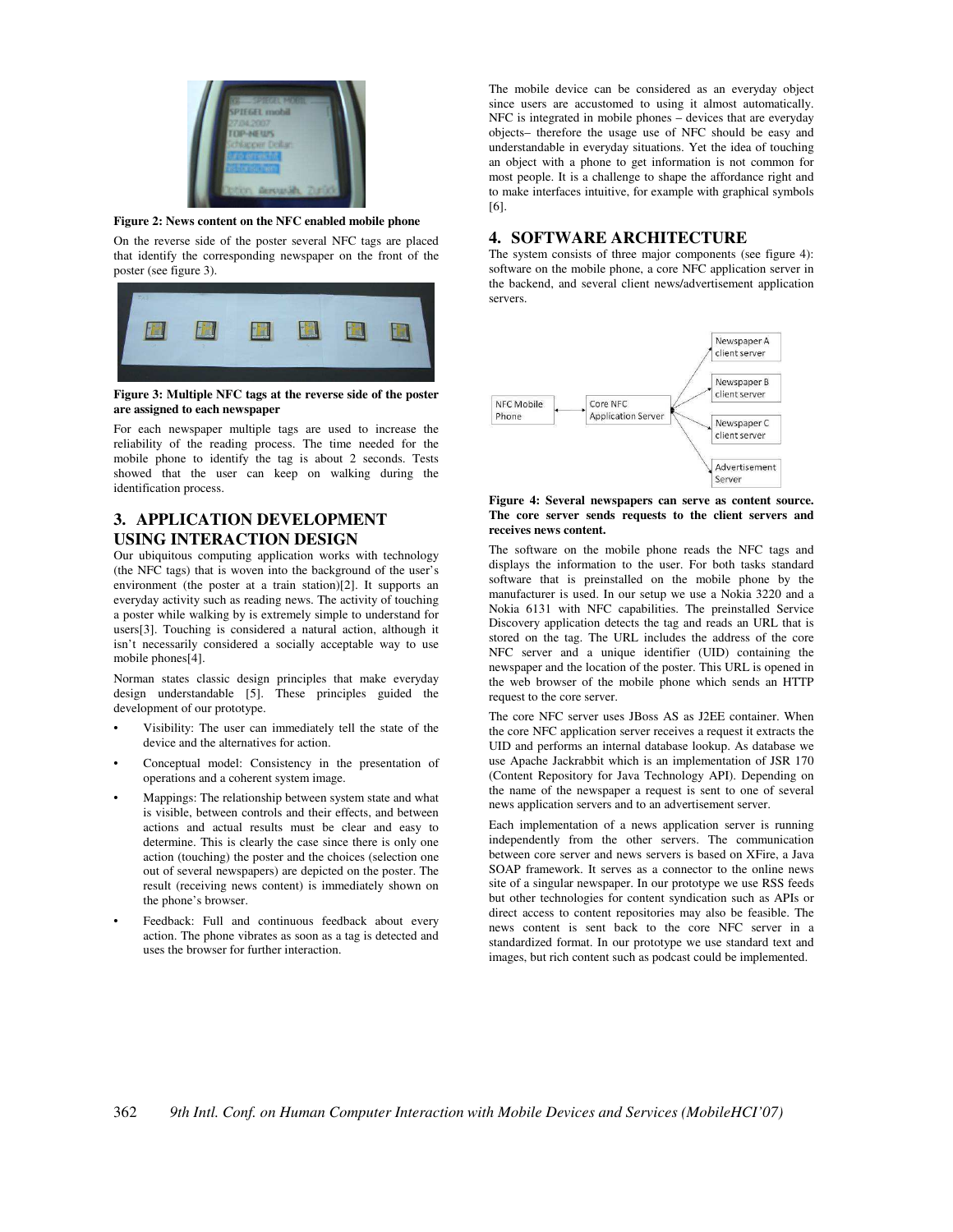Figure 2: News content on the NFC enabled mobile phone

On the reverse side of the poster several NFC tags are placed that identify the corresponding newspaper on the front of the poster (see figure 3).

**Figure 3: Multiple NFC tags at the reverse side of the poster are assigned to each newspaper**

For each newspaper multiple tags are used to increase the reliability of the reading process. The time needed for the mobile phone to identify the tag is about 2 seconds. Tests showed that the user can keep on walking during the identification process.

## 3. APPLICATION DEVELOPMENT USING INTERACTION DESIGN

Our ubiquitous computing application works with technology (the NFC tags) that is woven into the background of the user's environment (the poster at a train station)[2]. It supports an everyday activity such as reading news. The activity of touching a poster while walking by is extremely simple to understand for users[3]. Touching is considered a natural action, although it isn't necessarily considered a socially acceptable way to use mobile phones[4].

Norman states classic design principles that make everyday design understandable [5]. These principles guided the development of our prototype.

- Visibility: The user can immediately tell the state of the device and the alternatives for action.
- Conceptual model: Consistency in the presentation of operations and a coherent system image.
- Mappings: The relationship between system state and what is visible, between controls and their effects, and between actions and actual results must be clear and easy to determine. This is clearly the case since there is only one action (touching) the poster and the choices (selection one out of several newspapers) are depicted on the poster. The result (receiving news content) is immediately shown on the phone's browser.
- Feedback: Full and continuous feedback about every action. The phone vibrates as soon as a tag is detected and uses the browser for further interaction.

The mobile device can be considered as an everyday object since users are accustomed to using it almost automatically. NFC is integrated in mobile phones – devices that are everyday objects– therefore the usage use of NFC should be easy and understandable in everyday situations. Yet the idea of touching an object with a phone to get information is not common for most people. It is a challenge to shape the affordance right and to make interfaces intuitive, for example with graphical symbols [6].

## 4. SOFTWARE ARCHITECTURE

The system consists of three major components (see figure 4): software on the mobile phone, a core NFC application server in the backend, and several client news/advertisement application servers.

NFC Mobile Phone
Core NFC Application Server
Newspaper A client server
Newspaper B client server
Newspaper C client server
Advertisement Server

**Figure 4: Several newspapers can serve as content source. The core server sends requests to the client servers and receives news content.**

The software on the mobile phone reads the NFC tags and displays the information to the user. For both tasks standard software that is preinstalled on the mobile phone by the manufacturer is used. In our setup we use a Nokia 3220 and a Nokia 6131 with NFC capabilities. The preinstalled Service Discovery application detects the tag and reads an URL that is stored on the tag. The URL includes the address of the core NFC server and a unique identifier (UID) containing the newspaper and the location of the poster. This URL is opened in the web browser of the mobile phone which sends an HTTP request to the core server.

The core NFC server uses JBoss AS as J2EE container. When the core NFC application server receives a request it extracts the UID and performs an internal database lookup. As database we use Apache Jackrabbit which is an implementation of JSR 170 (Content Repository for Java Technology API). Depending on the name of the newspaper a request is sent to one of several news application servers and to an advertisement server.

Each implementation of a news application server is running independently from the other servers. The communication between core server and news servers is based on XFire, a Java SOAP framework. It serves as a connector to the online news site of a singular newspaper. In our prototype we use RSS feeds but other technologies for content syndication such as APIs or direct access to content repositories may also be feasible. The news content is sent back to the core NFC server in a standardized format. In our prototype we use standard text and images, but rich content such as podcast could be implemented.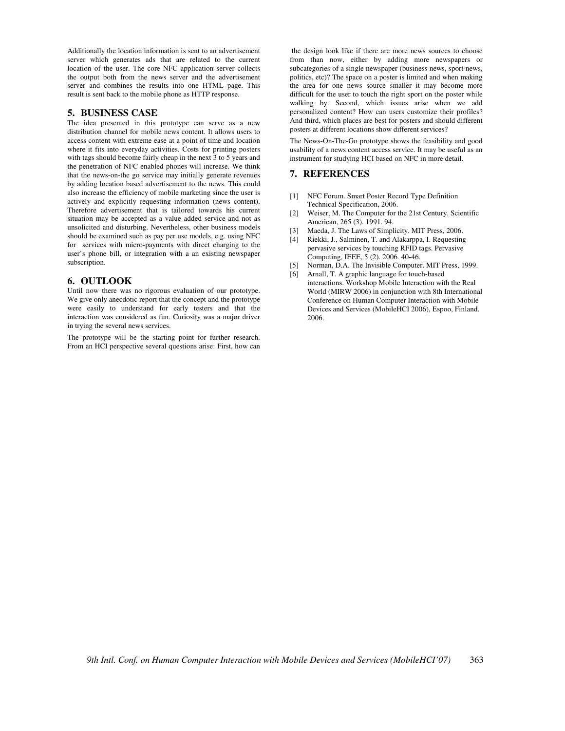Additionally the location information is sent to an advertisement server which generates ads that are related to the current location of the user. The core NFC application server collects the output both from the news server and the advertisement server and combines the results into one HTML page. This result is sent back to the mobile phone as HTTP response.

## 5. BUSINESS CASE

The idea presented in this prototype can serve as a new distribution channel for mobile news content. It allows users to access content with extreme ease at a point of time and location where it fits into everyday activities. Costs for printing posters with tags should become fairly cheap in the next 3 to 5 years and the penetration of NFC enabled phones will increase. We think that the news-on-the go service may initially generate revenues by adding location based advertisement to the news. This could also increase the efficiency of mobile marketing since the user is actively and explicitly requesting information (news content). Therefore advertisement that is tailored towards his current situation may be accepted as a value added service and not as unsolicited and disturbing. Nevertheless, other business models should be examined such as pay per use models, e.g. using NFC for services with micro-payments with direct charging to the user's phone bill, or integration with a an existing newspaper subscription.

## 6. OUTLOOK

Until now there was no rigorous evaluation of our prototype. We give only anecdotic report that the concept and the prototype were easily to understand for early testers and that the interaction was considered as fun. Curiosity was a major driver in trying the several news services.

The prototype will be the starting point for further research. From an HCI perspective several questions arise: First, how can the design look like if there are more news sources to choose from than now, either by adding more newspapers or subcategories of a single newspaper (business news, sport news, politics, etc)? The space on a poster is limited and when making the area for one news source smaller it may become more difficult for the user to touch the right sport on the poster while walking by. Second, which issues arise when we add personalized content? How can users customize their profiles? And third, which places are best for posters and should different posters at different locations show different services?

The News-On-The-Go prototype shows the feasibility and good usability of a news content access service. It may be useful as an instrument for studying HCI based on NFC in more detail.

## 7. REFERENCES

[1] NFC Forum. Smart Poster Record Type Definition Technical Specification, 2006.

[2] Weiser, M. The Computer for the 21st Century. Scientific American, 265 (3). 1991. 94.

[3] Maeda, J. The Laws of Simplicity. MIT Press, 2006.

[4] Riekki, J., Salminen, T. and Alakarppa, I. Requesting pervasive services by touching RFID tags. Pervasive Computing, IEEE, 5 (2). 2006. 40-46.

[5] Norman, D.A. The Invisible Computer. MIT Press, 1999.

[6] Arnall, T. A graphic language for touch-based interactions. Workshop Mobile Interaction with the Real World (MIRW 2006) in conjunction with 8th International Conference on Human Computer Interaction with Mobile Devices and Services (MobileHCI 2006), Espoo, Finland. 2006.